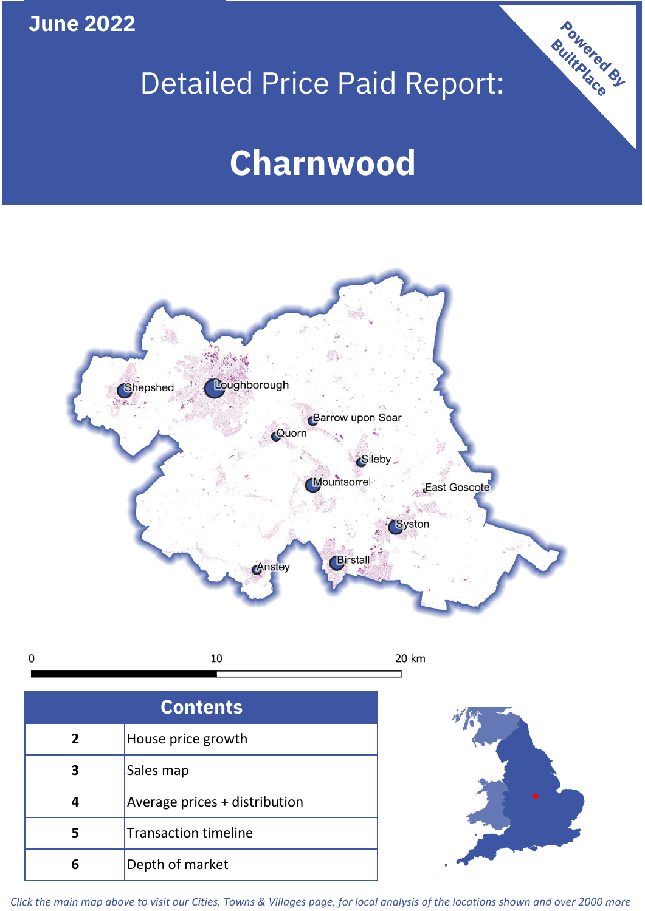June 2022

# Detailed Price Paid Report:

# Charnwood

Powered By BuiltPlace

## Contents

| | |
|---|---|
| 2 | House price growth |
| 3 | Sales map |
| 4 | Average prices + distribution |
| 5 | Transaction timeline |
| 6 | Depth of market |

*Click the main map above to visit our Cities, Towns & Villages page, for local analysis of the locations shown and over 2000 more*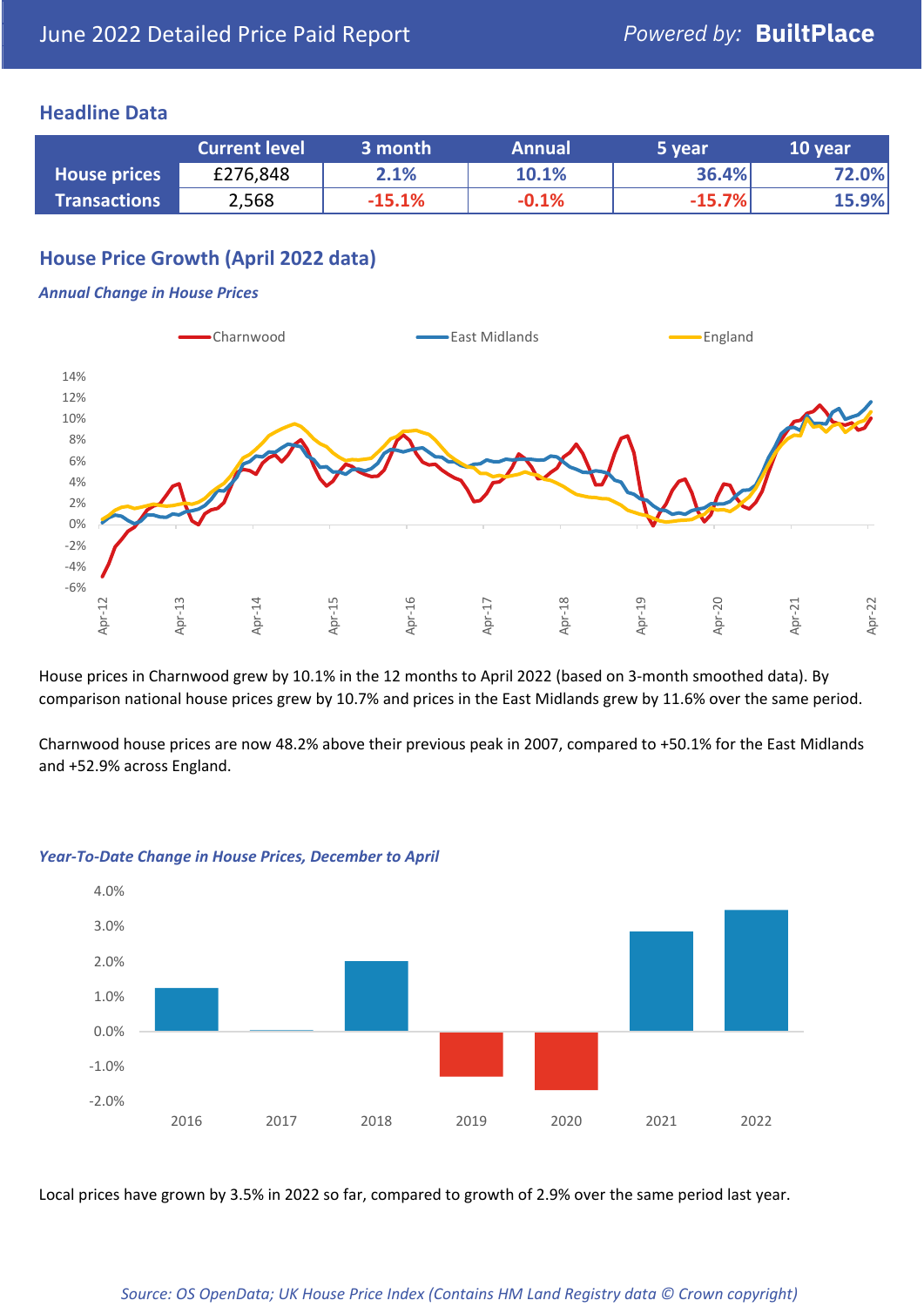June 2022 Detailed Price Paid Report

*Powered by:* **BuiltPlace**

## Headline Data

| | Current level | 3 month | Annual | 5 year | 10 year |
|---|---|---|---|---|---|
| **House prices** | £276,848 | 2.1% | 10.1% | 36.4% | 72.0% |
| **Transactions** | 2,568 | -15.1% | -0.1% | -15.7% | 15.9% |

## House Price Growth (April 2022 data)

***Annual Change in House Prices***

House prices in Charnwood grew by 10.1% in the 12 months to April 2022 (based on 3-month smoothed data). By comparison national house prices grew by 10.7% and prices in the East Midlands grew by 11.6% over the same period.

Charnwood house prices are now 48.2% above their previous peak in 2007, compared to +50.1% for the East Midlands and +52.9% across England.

***Year-To-Date Change in House Prices, December to April***

Local prices have grown by 3.5% in 2022 so far, compared to growth of 2.9% over the same period last year.

*Source: OS OpenData; UK House Price Index (Contains HM Land Registry data © Crown copyright)*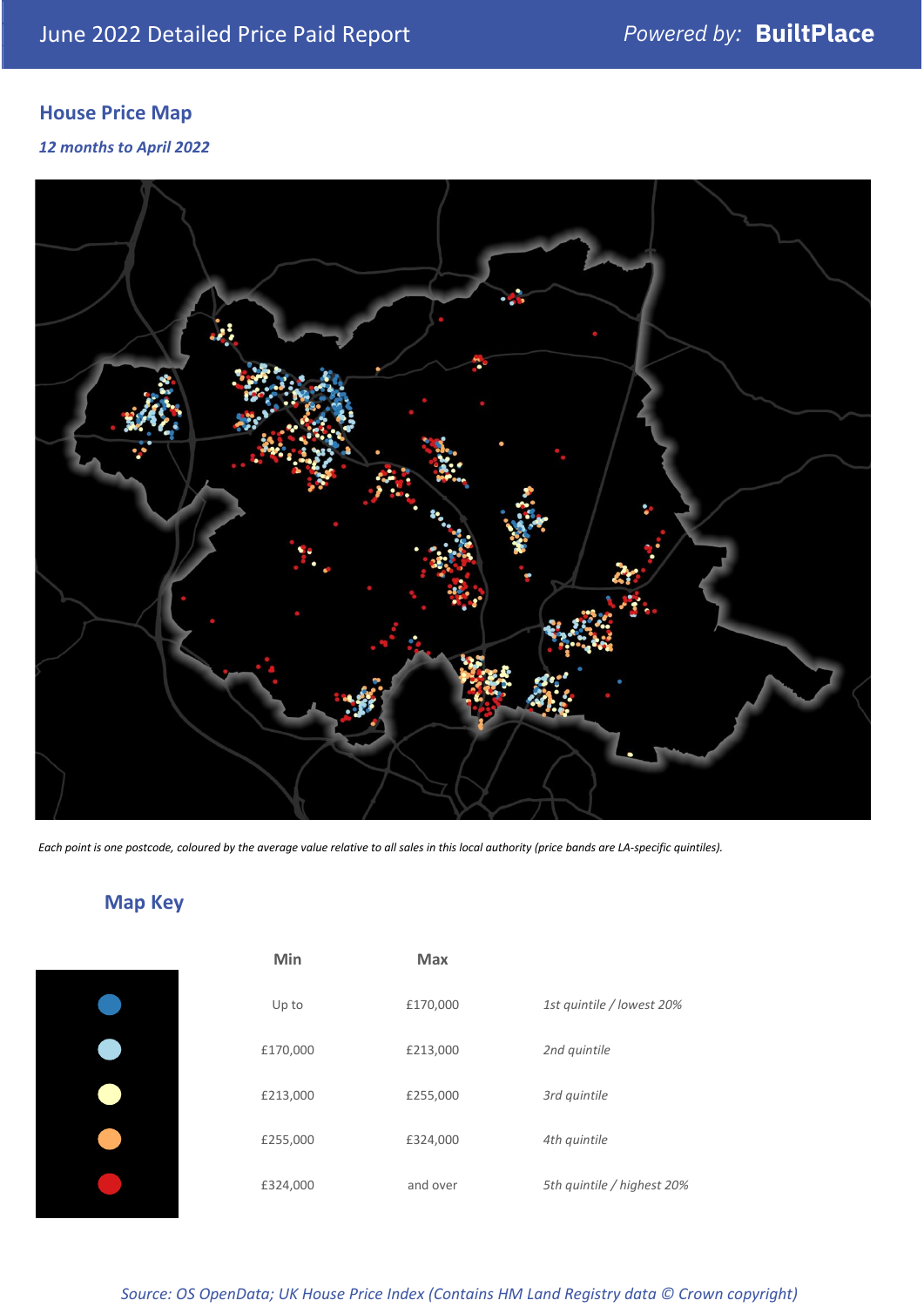## House Price Map

*12 months to April 2022*

*Each point is one postcode, coloured by the average value relative to all sales in this local authority (price bands are LA-specific quintiles).*

## Map Key

| Min | Max | |
|---|---|---|
| Up to | £170,000 | *1st quintile / lowest 20%* |
| £170,000 | £213,000 | *2nd quintile* |
| £213,000 | £255,000 | *3rd quintile* |
| £255,000 | £324,000 | *4th quintile* |
| £324,000 | and over | *5th quintile / highest 20%* |

*Source: OS OpenData; UK House Price Index (Contains HM Land Registry data © Crown copyright)*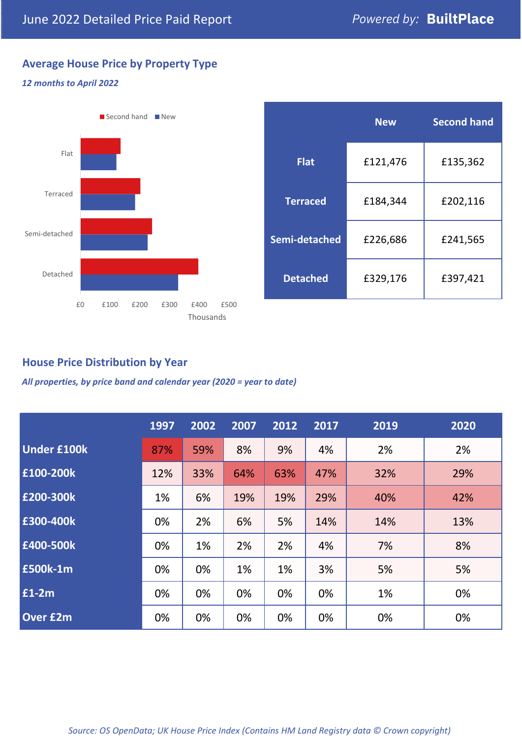June 2022 Detailed Price Paid Report — *Powered by:* **BuiltPlace**

## Average House Price by Property Type

*12 months to April 2022*

|  | New | Second hand |
|---|---|---|
| **Flat** | £121,476 | £135,362 |
| **Terraced** | £184,344 | £202,116 |
| **Semi-detached** | £226,686 | £241,565 |
| **Detached** | £329,176 | £397,421 |

## House Price Distribution by Year

*All properties, by price band and calendar year (2020 = year to date)*

|  | 1997 | 2002 | 2007 | 2012 | 2017 | 2019 | 2020 |
|---|---|---|---|---|---|---|---|
| **Under £100k** | 87% | 59% | 8% | 9% | 4% | 2% | 2% |
| **£100-200k** | 12% | 33% | 64% | 63% | 47% | 32% | 29% |
| **£200-300k** | 1% | 6% | 19% | 19% | 29% | 40% | 42% |
| **£300-400k** | 0% | 2% | 6% | 5% | 14% | 14% | 13% |
| **£400-500k** | 0% | 1% | 2% | 2% | 4% | 7% | 8% |
| **£500k-1m** | 0% | 0% | 1% | 1% | 3% | 5% | 5% |
| **£1-2m** | 0% | 0% | 0% | 0% | 0% | 1% | 0% |
| **Over £2m** | 0% | 0% | 0% | 0% | 0% | 0% | 0% |

*Source: OS OpenData; UK House Price Index (Contains HM Land Registry data © Crown copyright)*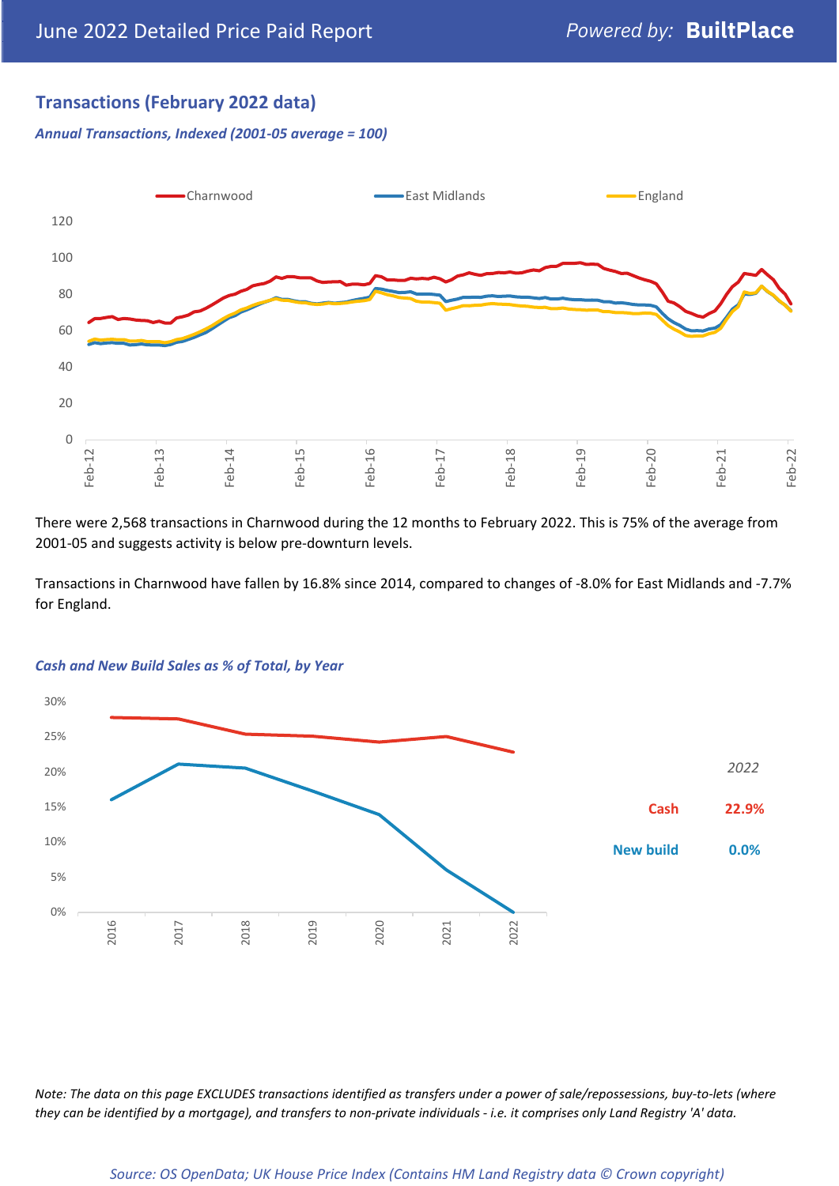## Transactions (February 2022 data)

***Annual Transactions, Indexed (2001-05 average = 100)***

There were 2,568 transactions in Charnwood during the 12 months to February 2022. This is 75% of the average from 2001-05 and suggests activity is below pre-downturn levels.

Transactions in Charnwood have fallen by 16.8% since 2014, compared to changes of -8.0% for East Midlands and -7.7% for England.

***Cash and New Build Sales as % of Total, by Year***

| *2022* | |
|---|---|
| Cash | 22.9% |
| New build | 0.0% |

*Note: The data on this page EXCLUDES transactions identified as transfers under a power of sale/repossessions, buy-to-lets (where they can be identified by a mortgage), and transfers to non-private individuals - i.e. it comprises only Land Registry 'A' data.*

*Source: OS OpenData; UK House Price Index (Contains HM Land Registry data © Crown copyright)*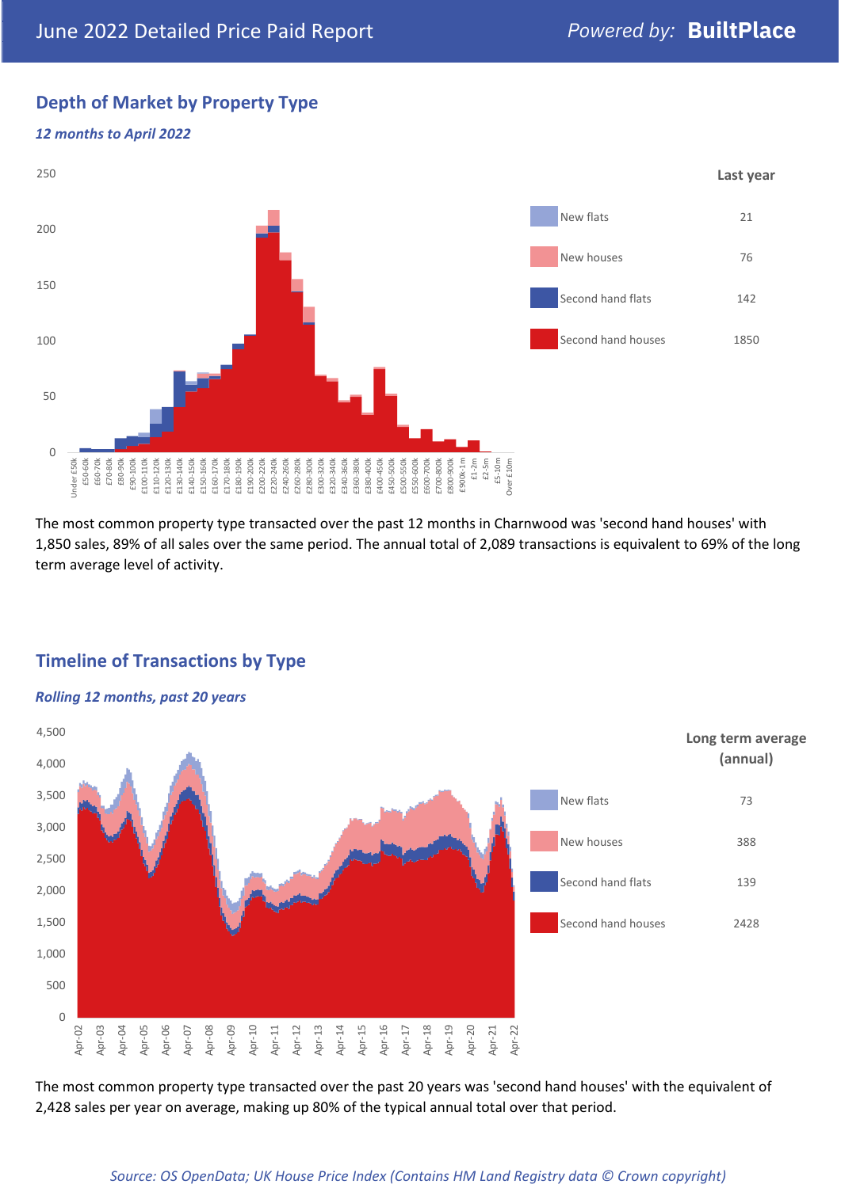June 2022 Detailed Price Paid Report

Powered by: **BuiltPlace**

## Depth of Market by Property Type

*12 months to April 2022*

250
200
150
100
50
0

Under £50k, £50-60k, £60-70k, £70-80k, £80-90k, £90-100k, £100-110k, £110-120k, £120-130k, £130-140k, £140-150k, £150-160k, £160-170k, £170-180k, £180-190k, £190-200k, £200-220k, £220-240k, £240-260k, £260-280k, £280-300k, £300-320k, £320-340k, £340-360k, £360-380k, £380-400k, £400-450k, £450-500k, £500-550k, £550-600k, £600-700k, £700-800k, £800-900k, £900k-1m, £1-2m, £2-5m, £5-10m, Over £10m

Last year

New flats 21

New houses 76

Second hand flats 142

Second hand houses 1850

The most common property type transacted over the past 12 months in Charnwood was 'second hand houses' with 1,850 sales, 89% of all sales over the same period. The annual total of 2,089 transactions is equivalent to 69% of the long term average level of activity.

## Timeline of Transactions by Type

*Rolling 12 months, past 20 years*

4,500
4,000
3,500
3,000
2,500
2,000
1,500
1,000
500
0

Apr-02, Apr-03, Apr-04, Apr-05, Apr-06, Apr-07, Apr-08, Apr-09, Apr-10, Apr-11, Apr-12, Apr-13, Apr-14, Apr-15, Apr-16, Apr-17, Apr-18, Apr-19, Apr-20, Apr-21, Apr-22

Long term average (annual)

New flats 73

New houses 388

Second hand flats 139

Second hand houses 2428

The most common property type transacted over the past 20 years was 'second hand houses' with the equivalent of 2,428 sales per year on average, making up 80% of the typical annual total over that period.

*Source: OS OpenData; UK House Price Index (Contains HM Land Registry data © Crown copyright)*